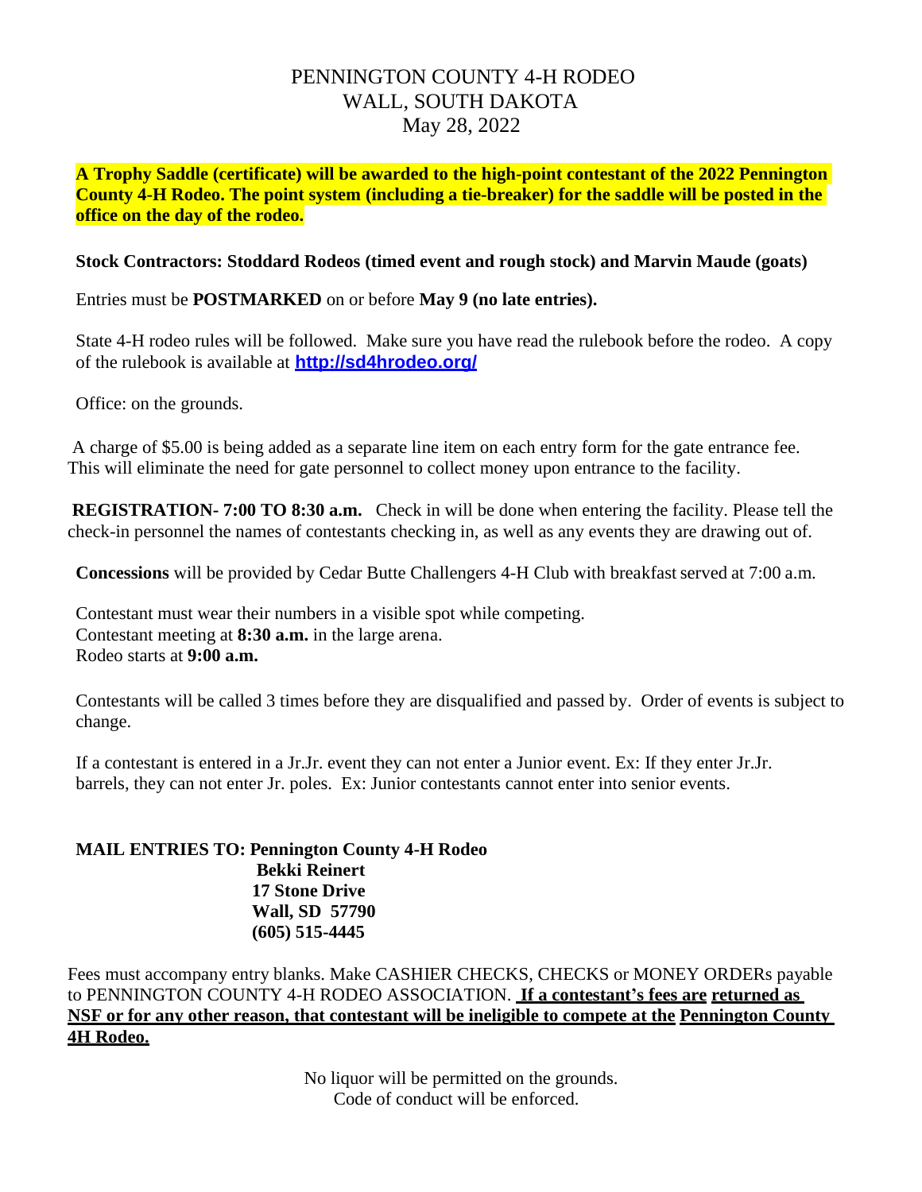# PENNINGTON COUNTY 4-H RODEO
## WALL, SOUTH DAKOTA
## May 28, 2022

**A Trophy Saddle (certificate) will be awarded to the high-point contestant of the 2022 Pennington County 4-H Rodeo. The point system (including a tie-breaker) for the saddle will be posted in the office on the day of the rodeo.**

**Stock Contractors: Stoddard Rodeos (timed event and rough stock) and Marvin Maude (goats)**

Entries must be **POSTMARKED** on or before **May 9 (no late entries).**

State 4-H rodeo rules will be followed. Make sure you have read the rulebook before the rodeo. A copy of the rulebook is available at **http://sd4hrodeo.org/**

Office: on the grounds.

A charge of $5.00 is being added as a separate line item on each entry form for the gate entrance fee. This will eliminate the need for gate personnel to collect money upon entrance to the facility.

**REGISTRATION- 7:00 TO 8:30 a.m.** Check in will be done when entering the facility. Please tell the check-in personnel the names of contestants checking in, as well as any events they are drawing out of.

**Concessions** will be provided by Cedar Butte Challengers 4-H Club with breakfast served at 7:00 a.m.

Contestant must wear their numbers in a visible spot while competing.
Contestant meeting at **8:30 a.m.** in the large arena.
Rodeo starts at **9:00 a.m.**

Contestants will be called 3 times before they are disqualified and passed by. Order of events is subject to change.

If a contestant is entered in a Jr.Jr. event they can not enter a Junior event. Ex: If they enter Jr.Jr. barrels, they can not enter Jr. poles. Ex: Junior contestants cannot enter into senior events.

**MAIL ENTRIES TO: Pennington County 4-H Rodeo**
**Bekki Reinert**
**17 Stone Drive**
**Wall, SD 57790**
**(605) 515-4445**

Fees must accompany entry blanks. Make CASHIER CHECKS, CHECKS or MONEY ORDERs payable to PENNINGTON COUNTY 4-H RODEO ASSOCIATION. **If a contestant's fees are returned as NSF or for any other reason, that contestant will be ineligible to compete at the Pennington County 4H Rodeo.**

No liquor will be permitted on the grounds.
Code of conduct will be enforced.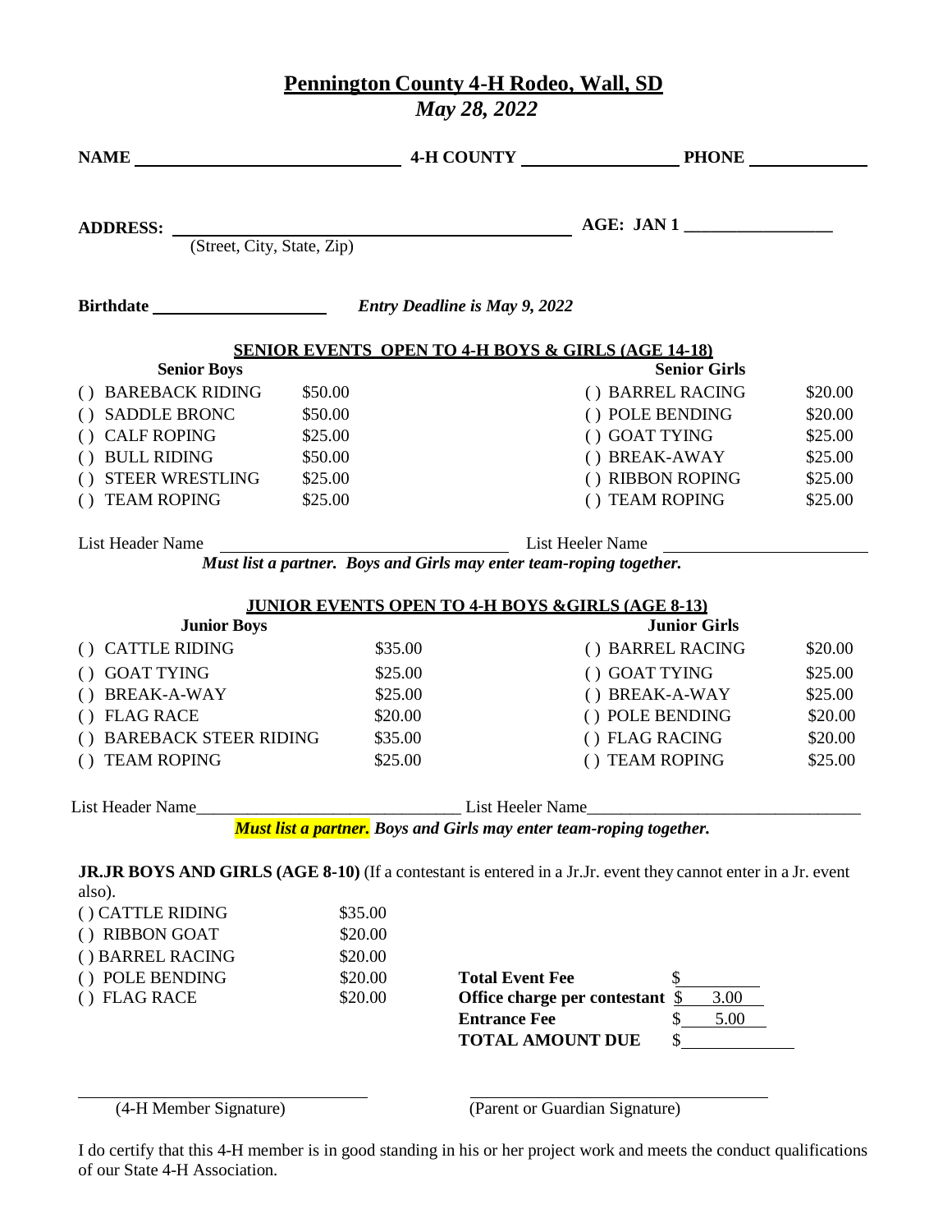# Pennington County 4-H Rodeo, Wall, SD

*May 28, 2022*

**NAME** ______________________ **4-H COUNTY** ______________ **PHONE** __________

**ADDRESS:** ________________________________ **AGE: JAN 1** ______________

(Street, City, State, Zip)

**Birthdate** ________________ *Entry Deadline is May 9, 2022*

**SENIOR EVENTS OPEN TO 4-H BOYS & GIRLS (AGE 14-18)**

| Senior Boys | | Senior Girls | |
|---|---|---|---|
| ( ) BAREBACK RIDING | $50.00 | ( ) BARREL RACING | $20.00 |
| ( ) SADDLE BRONC | $50.00 | ( ) POLE BENDING | $20.00 |
| ( ) CALF ROPING | $25.00 | ( ) GOAT TYING | $25.00 |
| ( ) BULL RIDING | $50.00 | ( ) BREAK-AWAY | $25.00 |
| ( ) STEER WRESTLING | $25.00 | ( ) RIBBON ROPING | $25.00 |
| ( ) TEAM ROPING | $25.00 | ( ) TEAM ROPING | $25.00 |

List Header Name ______________________ List Heeler Name ______________________

*Must list a partner. Boys and Girls may enter team-roping together.*

**JUNIOR EVENTS OPEN TO 4-H BOYS &GIRLS (AGE 8-13)**

| Junior Boys | | Junior Girls | |
|---|---|---|---|
| ( ) CATTLE RIDING | $35.00 | ( ) BARREL RACING | $20.00 |
| ( ) GOAT TYING | $25.00 | ( ) GOAT TYING | $25.00 |
| ( ) BREAK-A-WAY | $25.00 | ( ) BREAK-A-WAY | $25.00 |
| ( ) FLAG RACE | $20.00 | ( ) POLE BENDING | $20.00 |
| ( ) BAREBACK STEER RIDING | $35.00 | ( ) FLAG RACING | $20.00 |
| ( ) TEAM ROPING | $25.00 | ( ) TEAM ROPING | $25.00 |

List Header Name______________________ List Heeler Name______________________

***Must list a partner.*** *Boys and Girls may enter team-roping together.*

**JR.JR BOYS AND GIRLS (AGE 8-10)** (If a contestant is entered in a Jr.Jr. event they cannot enter in a Jr. event also).

| | |
|---|---|
| ( ) CATTLE RIDING | $35.00 |
| ( ) RIBBON GOAT | $20.00 |
| ( ) BARREL RACING | $20.00 |
| ( ) POLE BENDING | $20.00 |
| ( ) FLAG RACE | $20.00 |

| | |
|---|---|
| **Total Event Fee** | $________ |
| **Office charge per contestant** | $ 3.00 |
| **Entrance Fee** | $ 5.00 |
| **TOTAL AMOUNT DUE** | $________ |

______________________ ______________________

(4-H Member Signature) (Parent or Guardian Signature)

I do certify that this 4-H member is in good standing in his or her project work and meets the conduct qualifications of our State 4-H Association.